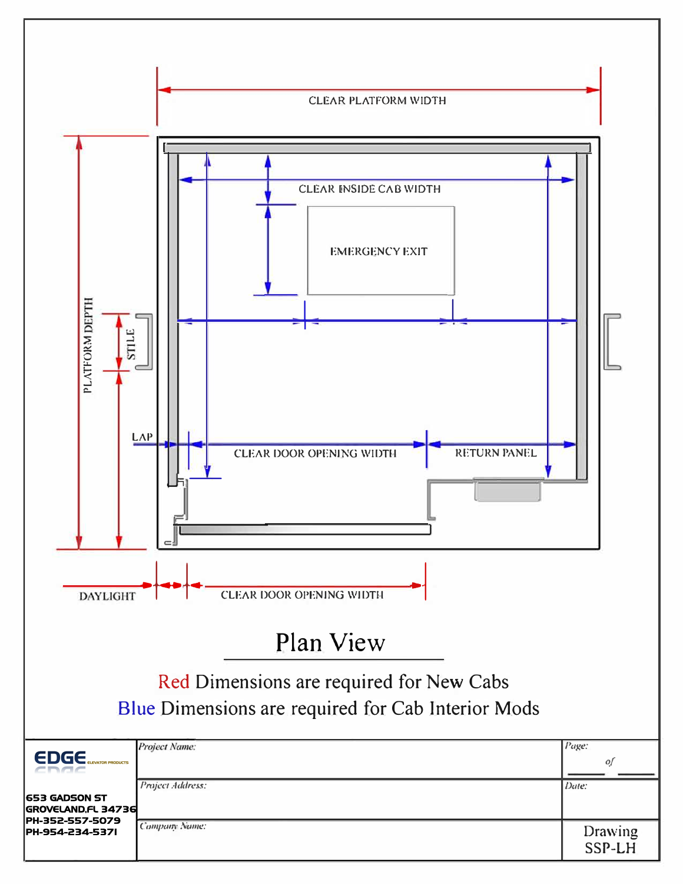CLEAR PLATFORM WIDTH

CLEAR INSIDE CAB WIDTH

EMERGENCY EXIT

PLATFORM DEPTH

STILE

LAP

CLEAR DOOR OPENING WIDTH

RETURN PANEL

DAYLIGHT

CLEAR DOOR OPENING WIDTH

# Plan View

Red Dimensions are required for New Cabs

Blue Dimensions are required for Cab Interior Mods

| EDGE ELEVATOR PRODUCTS | *Project Name:* | *Page:* of |
|---|---|---|
| 653 GADSON ST<br>GROVELAND,FL 34736<br>PH-352-557-5079<br>PH-954-234-5371 | *Project Address:* | *Date:* |
| | *Company Name:* | Drawing SSP-LH |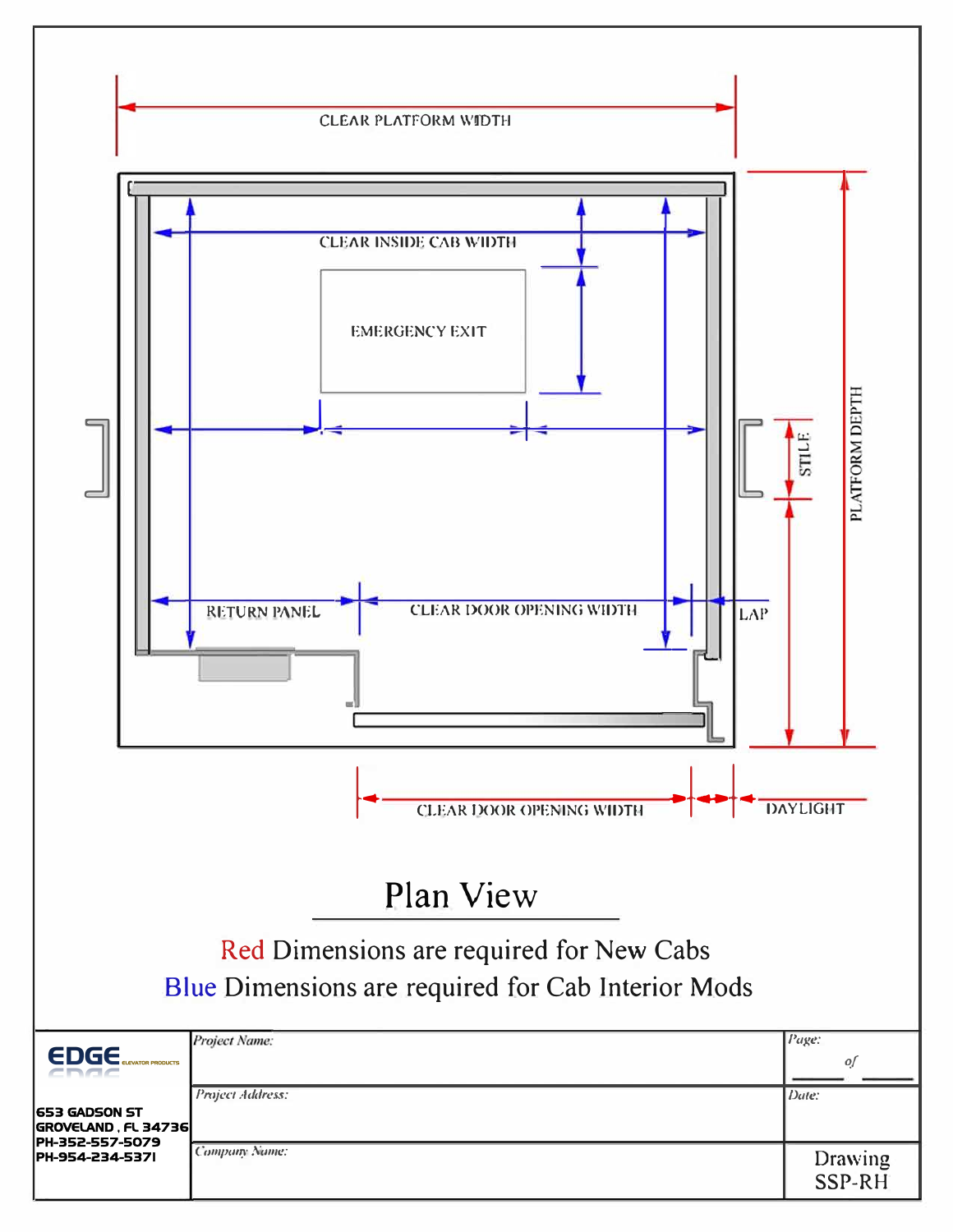CLEAR PLATFORM WIDTH

CLEAR INSIDE CAB WIDTH

EMERGENCY EXIT

STILE

PLATFORM DEPTH

RETURN PANEL

CLEAR DOOR OPENING WIDTH

LAP

CLEAR DOOR OPENING WIDTH

DAYLIGHT

## Plan View

Red Dimensions are required for New Cabs

Blue Dimensions are required for Cab Interior Mods

| EDGE ELEVATOR PRODUCTS | *Project Name:* | *Page:* ____ *of* ____ |
|---|---|---|
| 653 GADSON ST<br>GROVELAND , FL 34736<br>PH-352-557-5079<br>PH-954-234-5371 | *Project Address:* | *Date:* |
| | *Company Name:* | Drawing SSP-RH |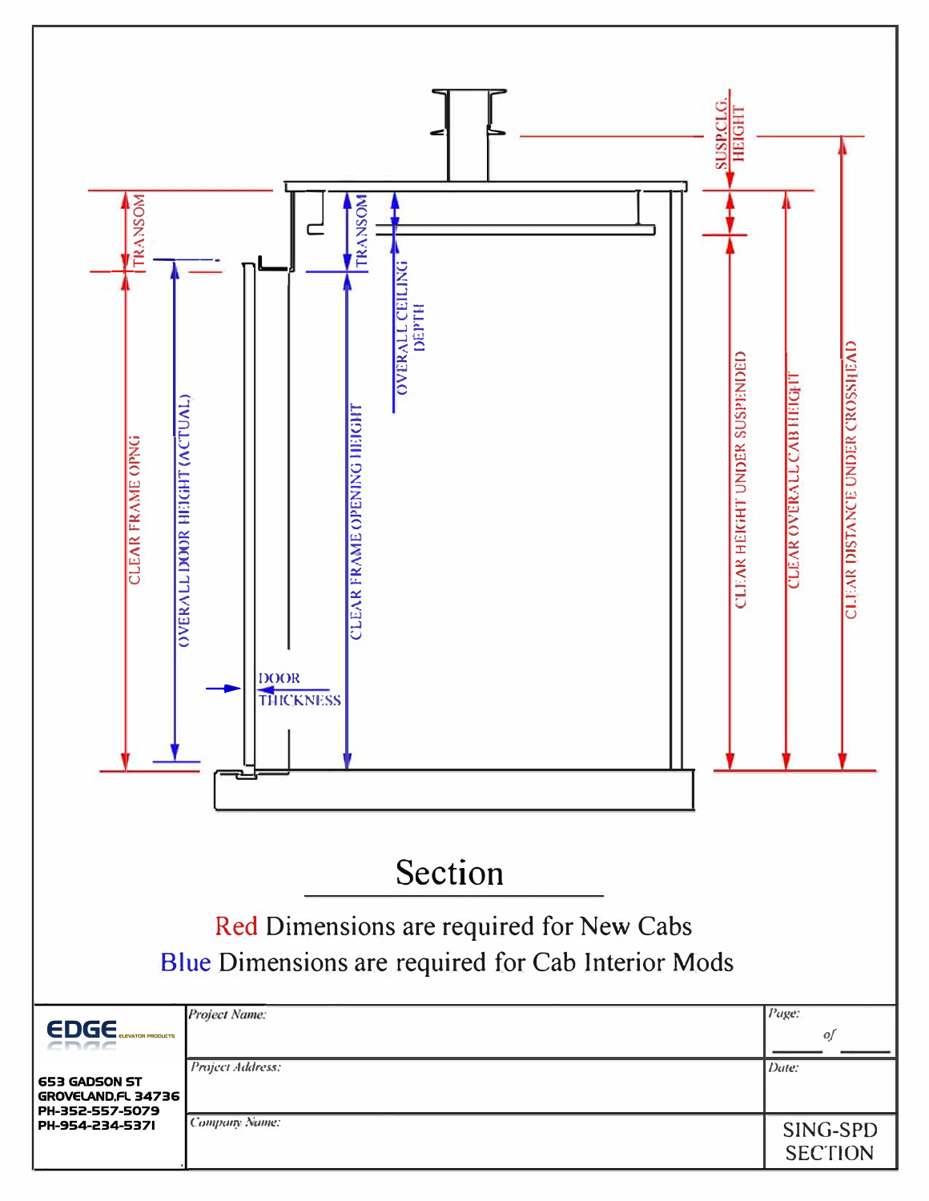TRANSOM

CLEAR FRAME OPNG

OVERALL DOOR HEIGHT (ACTUAL)

TRANSOM

CLEAR FRAME OPENING HEIGHT

OVERALL CEILING DEPTH

DOOR THICKNESS

SUSP.CLG. HEIGHT

CLEAR HEIGHT UNDER SUSPENDED

CLEAR OVERALL CAB HEIGHT

CLEAR DISTANCE UNDER CROSSHEAD

## Section

Red Dimensions are required for New Cabs

Blue Dimensions are required for Cab Interior Mods

| | | |
|---|---|---|
| EDGE ELEVATOR PRODUCTS | *Project Name:* | *Page:* of |
| 653 GADSON ST<br>GROVELAND,FL 34736<br>PH-352-557-5079<br>PH-954-234-5371 | *Project Address:* | *Date:* |
| | *Company Name:* | SING-SPD SECTION |